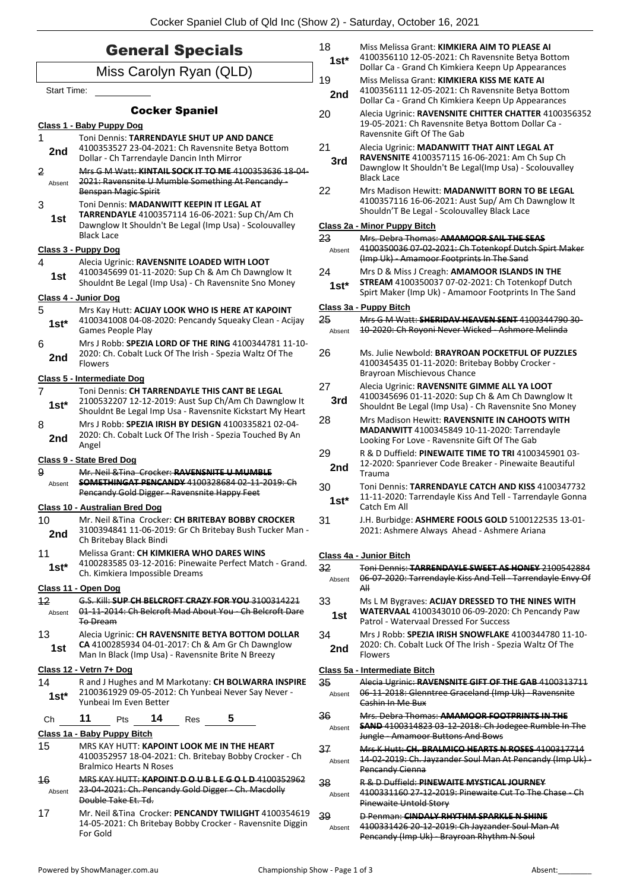# General Specials

## Miss Carolyn Ryan (QLD)

Start Time: ____________

### Cocker Spaniel

**Class 1 - Baby Puppy Dog**

1 — 2nd — Toni Dennis: **TARRENDAYLE SHUT UP AND DANCE** 4100353527 23-04-2021: Ch Ravensnite Betya Bottom Dollar - Ch Tarrendayle Dancin Inth Mirror

2 — Absent — ~~Mrs G M Watt: **KINTAIL SOCK IT TO ME** 4100353636 18-04-2021: Ravensnite U Mumble Something At Pencandy - Benspan Magic Spirit~~

3 — 1st — Toni Dennis: **MADANWITT KEEPIN IT LEGAL AT TARRENDAYLE** 4100357114 16-06-2021: Sup Ch/Am Ch Dawnglow It Shouldn't Be Legal (Imp Usa) - Scolouvalley Black Lace

**Class 3 - Puppy Dog**

4 — 1st — Alecia Ugrinic: **RAVENSNITE LOADED WITH LOOT** 4100345699 01-11-2020: Sup Ch & Am Ch Dawnglow It Shouldnt Be Legal (Imp Usa) - Ch Ravensnite Sno Money

**Class 4 - Junior Dog**

5 — 1st* — Mrs Kay Hutt: **ACIJAY LOOK WHO IS HERE AT KAPOINT** 4100341008 04-08-2020: Pencandy Squeaky Clean - Acijay Games People Play

6 — 2nd — Mrs J Robb: **SPEZIA LORD OF THE RING** 4100344781 11-10-2020: Ch. Cobalt Luck Of The Irish - Spezia Waltz Of The Flowers

**Class 5 - Intermediate Dog**

7 — 1st* — Toni Dennis: **CH TARRENDAYLE THIS CANT BE LEGAL** 2100532207 12-12-2019: Aust Sup Ch/Am Ch Dawnglow It Shouldnt Be Legal Imp Usa - Ravensnite Kickstart My Heart

8 — 2nd — Mrs J Robb: **SPEZIA IRISH BY DESIGN** 4100335821 02-04-2020: Ch. Cobalt Luck Of The Irish - Spezia Touched By An Angel

**Class 9 - State Bred Dog**

9 — Absent — ~~Mr. Neil &Tina Crocker: **RAVENSNITE U MUMBLE SOMETHINGAT PENCANDY** 4100328684 02-11-2019: Ch Pencandy Gold Digger - Ravensnite Happy Feet~~

**Class 10 - Australian Bred Dog**

10 — 2nd — Mr. Neil &Tina Crocker: **CH BRITEBAY BOBBY CROCKER** 3100394841 11-06-2019: Gr Ch Britebay Bush Tucker Man - Ch Britebay Black Bindi

11 — 1st* — Melissa Grant: **CH KIMKIERA WHO DARES WINS** 4100283585 03-12-2016: Pinewaite Perfect Match - Grand. Ch. Kimkiera Impossible Dreams

**Class 11 - Open Dog**

12 — Absent — ~~G.S. Kill: **SUP CH BELCROFT CRAZY FOR YOU** 3100314221 01-11-2014: Ch Belcroft Mad About You - Ch Belcroft Dare To Dream~~

13 — 1st — Alecia Ugrinic: **CH RAVENSNITE BETYA BOTTOM DOLLAR CA** 4100285934 04-01-2017: Ch & Am Gr Ch Dawnglow Man In Black (Imp Usa) - Ravensnite Brite N Breezy

**Class 12 - Vetrn 7+ Dog**

14 — 1st* — R and J Hughes and M Markotany: **CH BOLWARRA INSPIRE** 2100361929 09-05-2012: Ch Yunbeai Never Say Never - Yunbeai Im Even Better

Ch **11** Pts **14** Res **5**

**Class 1a - Baby Puppy Bitch**

15 — MRS KAY HUTT: **KAPOINT LOOK ME IN THE HEART** 4100352957 18-04-2021: Ch. Britebay Bobby Crocker - Ch Bralmico Hearts N Roses

16 — Absent — ~~MRS KAY HUTT: **KAPOINT D O U B L E G O L D** 4100352962 23-04-2021: Ch. Pencandy Gold Digger - Ch. Macdolly Double Take Et. Td.~~

17 — Mr. Neil &Tina Crocker: **PENCANDY TWILIGHT** 4100354619 14-05-2021: Ch Britebay Bobby Crocker - Ravensnite Diggin For Gold

18 — 1st* — Miss Melissa Grant: **KIMKIERA AIM TO PLEASE AI** 4100356110 12-05-2021: Ch Ravensnite Betya Bottom Dollar Ca - Grand Ch Kimkiera Keepn Up Appearances

19 — 2nd — Miss Melissa Grant: **KIMKIERA KISS ME KATE AI** 4100356111 12-05-2021: Ch Ravensnite Betya Bottom Dollar Ca - Grand Ch Kimkiera Keepn Up Appearances

20 — Alecia Ugrinic: **RAVENSNITE CHITTER CHATTER** 4100356352 19-05-2021: Ch Ravensnite Betya Bottom Dollar Ca - Ravensnite Gift Of The Gab

21 — 3rd — Alecia Ugrinic: **MADANWITT THAT AINT LEGAL AT RAVENSNITE** 4100357115 16-06-2021: Am Ch Sup Ch Dawnglow It Shouldn't Be Legal(Imp Usa) - Scolouvalley Black Lace

22 — Mrs Madison Hewitt: **MADANWITT BORN TO BE LEGAL** 4100357116 16-06-2021: Aust Sup/ Am Ch Dawnglow It Shouldn'T Be Legal - Scolouvalley Black Lace

**Class 2a - Minor Puppy Bitch**

23 — Absent — ~~Mrs. Debra Thomas: **AMAMOOR SAIL THE SEAS** 4100350036 07-02-2021: Ch Totenkopf Dutch Spirt Maker (Imp Uk) - Amamoor Footprints In The Sand~~

24 — 1st* — Mrs D & Miss J Creagh: **AMAMOOR ISLANDS IN THE STREAM** 4100350037 07-02-2021: Ch Totenkopf Dutch Spirit Maker (Imp Uk) - Amamoor Footprints In The Sand

**Class 3a - Puppy Bitch**

25 — Absent — ~~Mrs G M Watt: **SHERIDAV HEAVEN SENT** 4100344790 30-10-2020: Ch Royoni Never Wicked - Ashmore Melinda~~

26 — Ms. Julie Newbold: **BRAYROAN POCKETFUL OF PUZZLES** 4100345435 01-11-2020: Britebay Bobby Crocker - Brayroan Mischievous Chance

27 — 3rd — Alecia Ugrinic: **RAVENSNITE GIMME ALL YA LOOT** 4100345696 01-11-2020: Sup Ch & Am Ch Dawnglow It Shouldnt Be Legal (Imp Usa) - Ch Ravensnite Sno Money

28 — Mrs Madison Hewitt: **RAVENSNITE IN CAHOOTS WITH MADANWITT** 4100345849 10-11-2020: Tarrendayle Looking For Love - Ravensnite Gift Of The Gab

29 — 2nd — R & D Duffield: **PINEWAITE TIME TO TRI** 4100345901 03-12-2020: Spanriever Code Breaker - Pinewaite Beautiful Trauma

30 — 1st* — Toni Dennis: **TARRENDAYLE CATCH AND KISS** 4100347732 11-11-2020: Tarrendayle Kiss And Tell - Tarrendayle Gonna Catch Em All

31 — J.H. Burbidge: **ASHMERE FOOLS GOLD** 5100122535 13-01-2021: Ashmere Always Ahead - Ashmere Ariana

**Class 4a - Junior Bitch**

32 — Absent — ~~Toni Dennis: **TARRENDAYLE SWEET AS HONEY** 2100542884 06-07-2020: Tarrendayle Kiss And Tell - Tarrendayle Envy Of All~~

33 — 1st — Ms L M Bygraves: **ACIJAY DRESSED TO THE NINES WITH WATERVAAL** 4100343010 06-09-2020: Ch Pencandy Paw Patrol - Watervaal Dressed For Success

34 — 2nd — Mrs J Robb: **SPEZIA IRISH SNOWFLAKE** 4100344780 11-10-2020: Ch. Cobalt Luck Of The Irish - Spezia Waltz Of The Flowers

**Class 5a - Intermediate Bitch**

35 — Absent — ~~Alecia Ugrinic: **RAVENSNITE GIFT OF THE GAB** 4100313711 06-11-2018: Glenntree Graceland (Imp Uk) - Ravensnite Cashin In Me Bux~~

36 — Absent — ~~Mrs. Debra Thomas: **AMAMOOR FOOTPRINTS IN THE SAND** 4100314823 03-12-2018: Ch Jodegee Rumble In The Jungle - Amamoor Buttons And Bows~~

37 — Absent — ~~Mrs K Hutt: **CH. BRALMICO HEARTS N ROSES** 4100317714 14-02-2019: Ch. Jayzander Soul Man At Pencandy (Imp Uk) - Pencandy Cienna~~

38 — Absent — ~~R & D Duffield: **PINEWAITE MYSTICAL JOURNEY** 4100331160 27-12-2019: Pinewaite Cut To The Chase - Ch Pinewaite Untold Story~~

39 — Absent — ~~D Penman: **CINDALY RHYTHM SPARKLE N SHINE** 4100331426 20-12-2019: Ch Jayzander Soul Man At Pencandy (Imp Uk) - Brayroan Rhythm N Soul~~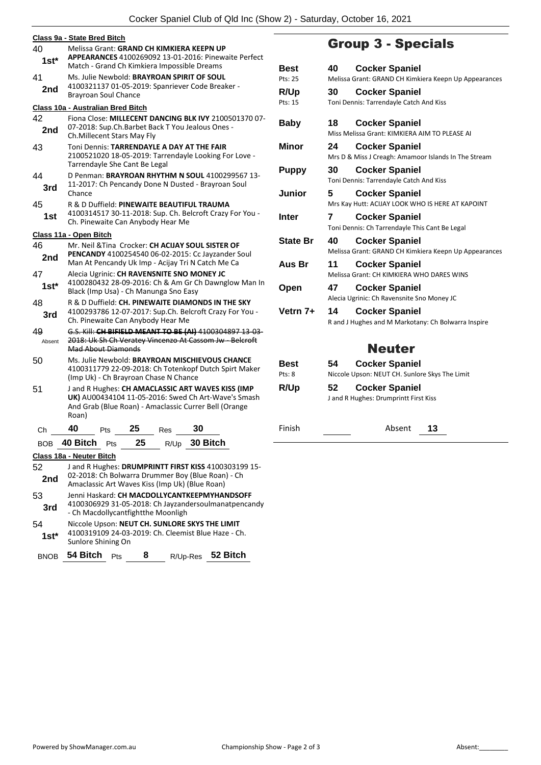**Class 9a - State Bred Bitch**

40 — **1st*** — Melissa Grant: **GRAND CH KIMKIERA KEEPN UP APPEARANCES** 4100269092 13-01-2016: Pinewaite Perfect Match - Grand Ch Kimkiera Impossible Dreams

41 — **2nd** — Ms. Julie Newbold: **BRAYROAN SPIRIT OF SOUL** 4100321137 01-05-2019: Spanriever Code Breaker - Brayroan Soul Chance

**Class 10a - Australian Bred Bitch**

42 — **2nd** — Fiona Close: **MILLECENT DANCING BLK IVY** 2100501370 07-07-2018: Sup.Ch.Barbet Back T You Jealous Ones - Ch.Millecent Stars May Fly

43 — Toni Dennis: **TARRENDAYLE A DAY AT THE FAIR** 2100521020 18-05-2019: Tarrendayle Looking For Love - Tarrendayle She Cant Be Legal

44 — **3rd** — D Penman: **BRAYROAN RHYTHM N SOUL** 4100299567 13-11-2017: Ch Pencandy Done N Dusted - Brayroan Soul Chance

45 — **1st** — R & D Duffield: **PINEWAITE BEAUTIFUL TRAUMA** 4100314517 30-11-2018: Sup. Ch. Belcroft Crazy For You - Ch. Pinewaite Can Anybody Hear Me

**Class 11a - Open Bitch**

46 — **2nd** — Mr. Neil &Tina Crocker: **CH ACIJAY SOUL SISTER OF PENCANDY** 4100254540 06-02-2015: Cc Jayzander Soul Man At Pencandy Uk Imp - Acijay Tri N Catch Me Ca

47 — **1st*** — Alecia Ugrinic: **CH RAVENSNITE SNO MONEY JC** 4100280432 28-09-2016: Ch & Am Gr Ch Dawnglow Man In Black (Imp Usa) - Ch Manunga Sno Easy

48 — **3rd** — R & D Duffield: **CH. PINEWAITE DIAMONDS IN THE SKY** 4100293786 12-07-2017: Sup.Ch. Belcroft Crazy For You - Ch. Pinewaite Can Anybody Hear Me

49 — Absent — ~~G.S. Kill: **CH BIFIELD MEANT TO BE (AI)** 4100304897 13-03-2018: Uk Sh Ch Veratey Vincenzo At Cassom Jw - Belcroft Mad About Diamonds~~

50 — Ms. Julie Newbold: **BRAYROAN MISCHIEVOUS CHANCE** 4100311779 22-09-2018: Ch Totenkopf Dutch Spirt Maker (Imp Uk) - Ch Brayroan Chase N Chance

51 — J and R Hughes: **CH AMACLASSIC ART WAVES KISS (IMP UK)** AU00434104 11-05-2016: Swed Ch Art-Wave's Smash And Grab (Blue Roan) - Amaclassic Currer Bell (Orange Roan)

| Ch | 40 | Pts | 25 | Res | 30 |
|---|---|---|---|---|---|
| BOB | 40 Bitch | Pts | 25 | R/Up | 30 Bitch |

**Class 18a - Neuter Bitch**

52 — **2nd** — J and R Hughes: **DRUMPRINTT FIRST KISS** 4100303199 15-02-2018: Ch Bolwarra Drummer Boy (Blue Roan) - Ch Amaclassic Art Waves Kiss (Imp Uk) (Blue Roan)

53 — **3rd** — Jenni Haskard: **CH MACDOLLYCANTKEEPMYHANDSOFF** 4100306929 31-05-2018: Ch Jayzandersoulmanatpencandy - Ch Macdollycantfightthe Moonligh

54 — **1st*** — Niccole Upson: **NEUT CH. SUNLORE SKYS THE LIMIT** 4100319109 24-03-2019: Ch. Cleemist Blue Haze - Ch. Sunlore Shining On

| BNOB | 54 Bitch | Pts | 8 | R/Up-Res | 52 Bitch |
|---|---|---|---|---|---|

# Group 3 - Specials

| | | | |
|---|---|---|---|
| **Best** (Pts: 25) | 40 | **Cocker Spaniel** | Melissa Grant: GRAND CH Kimkiera Keepn Up Appearances |
| **R/Up** (Pts: 15) | 30 | **Cocker Spaniel** | Toni Dennis: Tarrendayle Catch And Kiss |
| **Baby** | 18 | **Cocker Spaniel** | Miss Melissa Grant: KIMKIERA AIM TO PLEASE AI |
| **Minor** | 24 | **Cocker Spaniel** | Mrs D & Miss J Creagh: Amamoor Islands In The Stream |
| **Puppy** | 30 | **Cocker Spaniel** | Toni Dennis: Tarrendayle Catch And Kiss |
| **Junior** | 5 | **Cocker Spaniel** | Mrs Kay Hutt: ACIJAY LOOK WHO IS HERE AT KAPOINT |
| **Inter** | 7 | **Cocker Spaniel** | Toni Dennis: Ch Tarrendayle This Cant Be Legal |
| **State Br** | 40 | **Cocker Spaniel** | Melissa Grant: GRAND CH Kimkiera Keepn Up Appearances |
| **Aus Br** | 11 | **Cocker Spaniel** | Melissa Grant: CH KIMKIERA WHO DARES WINS |
| **Open** | 47 | **Cocker Spaniel** | Alecia Ugrinic: Ch Ravensnite Sno Money JC |
| **Vetrn 7+** | 14 | **Cocker Spaniel** | R and J Hughes and M Markotany: Ch Bolwarra Inspire |

# Neuter

| | | | |
|---|---|---|---|
| **Best** (Pts: 8) | 54 | **Cocker Spaniel** | Niccole Upson: NEUT CH. Sunlore Skys The Limit |
| **R/Up** | 52 | **Cocker Spaniel** | J and R Hughes: Drumprintt First Kiss |

Finish ______ Absent **13**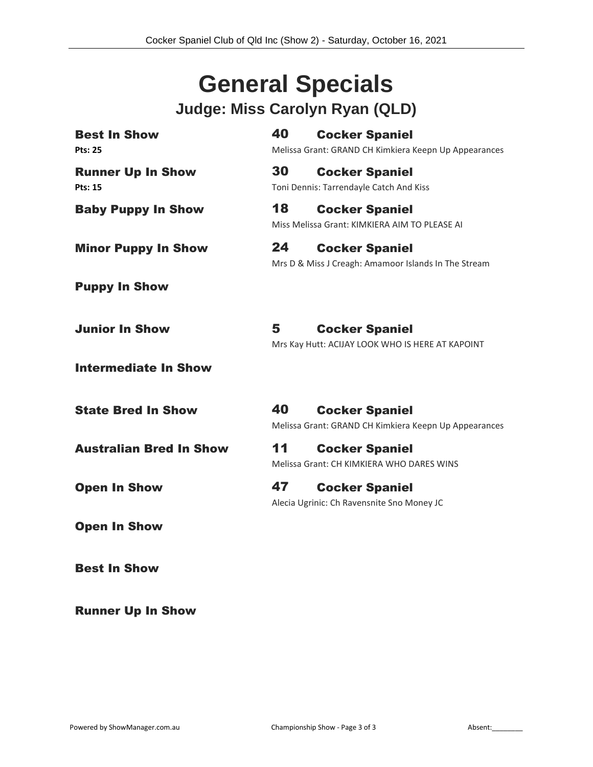# General Specials

## Judge: Miss Carolyn Ryan (QLD)

| | | |
|---|---|---|
| **Best In Show**<br>**Pts: 25** | **40** | **Cocker Spaniel**<br>Melissa Grant: GRAND CH Kimkiera Keepn Up Appearances |
| **Runner Up In Show**<br>**Pts: 15** | **30** | **Cocker Spaniel**<br>Toni Dennis: Tarrendayle Catch And Kiss |
| **Baby Puppy In Show** | **18** | **Cocker Spaniel**<br>Miss Melissa Grant: KIMKIERA AIM TO PLEASE AI |
| **Minor Puppy In Show** | **24** | **Cocker Spaniel**<br>Mrs D & Miss J Creagh: Amamoor Islands In The Stream |
| **Puppy In Show** | | |
| **Junior In Show** | **5** | **Cocker Spaniel**<br>Mrs Kay Hutt: ACIJAY LOOK WHO IS HERE AT KAPOINT |
| **Intermediate In Show** | | |
| **State Bred In Show** | **40** | **Cocker Spaniel**<br>Melissa Grant: GRAND CH Kimkiera Keepn Up Appearances |
| **Australian Bred In Show** | **11** | **Cocker Spaniel**<br>Melissa Grant: CH KIMKIERA WHO DARES WINS |
| **Open In Show** | **47** | **Cocker Spaniel**<br>Alecia Ugrinic: Ch Ravensnite Sno Money JC |
| **Open In Show** | | |
| **Best In Show** | | |
| **Runner Up In Show** | | |

Absent:________